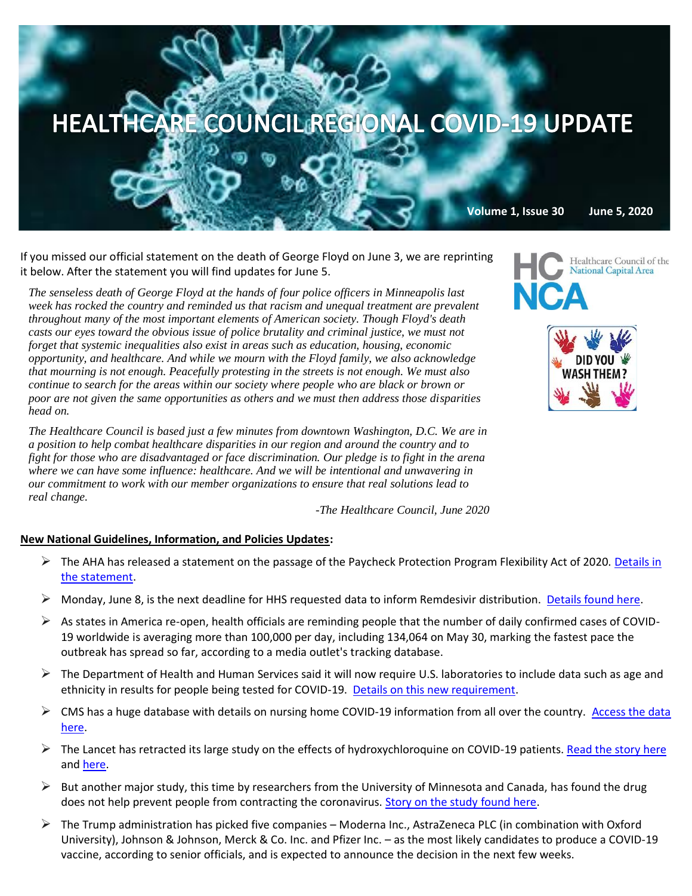# HEALTHCARE COUNCIL REGIONAL COVID-19 UPDATE

**Volume 1, Issue 30 June 5, 2020**

HC NCA Healthcare Council of the National Capital Area

DID YOU WASH THEM?

If you missed our official statement on the death of George Floyd on June 3, we are reprinting it below. After the statement you will find updates for June 5.

*The senseless death of George Floyd at the hands of four police officers in Minneapolis last week has rocked the country and reminded us that racism and unequal treatment are prevalent throughout many of the most important elements of American society. Though Floyd's death casts our eyes toward the obvious issue of police brutality and criminal justice, we must not forget that systemic inequalities also exist in areas such as education, housing, economic opportunity, and healthcare. And while we mourn with the Floyd family, we also acknowledge that mourning is not enough. Peacefully protesting in the streets is not enough. We must also continue to search for the areas within our society where people who are black or brown or poor are not given the same opportunities as others and we must then address those disparities head on.*

*The Healthcare Council is based just a few minutes from downtown Washington, D.C. We are in a position to help combat healthcare disparities in our region and around the country and to fight for those who are disadvantaged or face discrimination. Our pledge is to fight in the arena where we can have some influence: healthcare. And we will be intentional and unwavering in our commitment to work with our member organizations to ensure that real solutions lead to real change.*

*-The Healthcare Council, June 2020*

**New National Guidelines, Information, and Policies Updates:**

- The AHA has released a statement on the passage of the Paycheck Protection Program Flexibility Act of 2020. Details in the statement.
- Monday, June 8, is the next deadline for HHS requested data to inform Remdesivir distribution. Details found here.
- As states in America re-open, health officials are reminding people that the number of daily confirmed cases of COVID-19 worldwide is averaging more than 100,000 per day, including 134,064 on May 30, marking the fastest pace the outbreak has spread so far, according to a media outlet's tracking database.
- The Department of Health and Human Services said it will now require U.S. laboratories to include data such as age and ethnicity in results for people being tested for COVID-19. Details on this new requirement.
- CMS has a huge database with details on nursing home COVID-19 information from all over the country. Access the data here.
- The Lancet has retracted its large study on the effects of hydroxychloroquine on COVID-19 patients. Read the story here and here.
- But another major study, this time by researchers from the University of Minnesota and Canada, has found the drug does not help prevent people from contracting the coronavirus. Story on the study found here.
- The Trump administration has picked five companies – Moderna Inc., AstraZeneca PLC (in combination with Oxford University), Johnson & Johnson, Merck & Co. Inc. and Pfizer Inc. – as the most likely candidates to produce a COVID-19 vaccine, according to senior officials, and is expected to announce the decision in the next few weeks.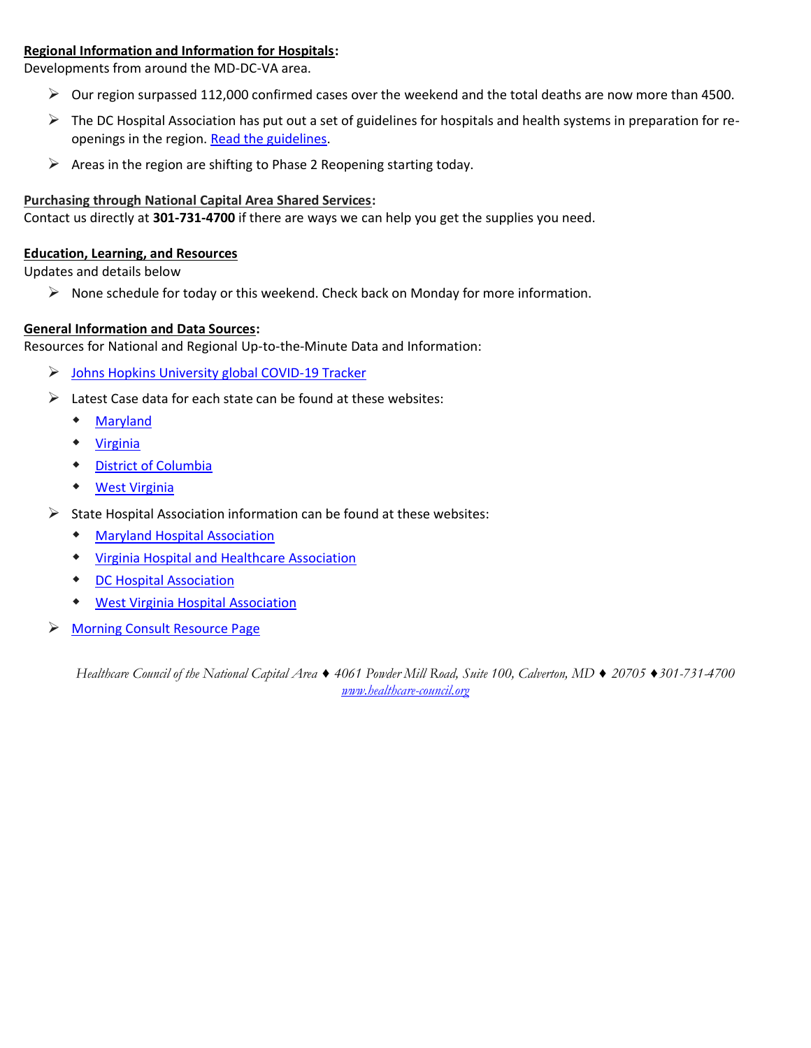**Regional Information and Information for Hospitals:**
Developments from around the MD-DC-VA area.

- Our region surpassed 112,000 confirmed cases over the weekend and the total deaths are now more than 4500.
- The DC Hospital Association has put out a set of guidelines for hospitals and health systems in preparation for re-openings in the region. Read the guidelines.
- Areas in the region are shifting to Phase 2 Reopening starting today.

**Purchasing through National Capital Area Shared Services:**
Contact us directly at **301-731-4700** if there are ways we can help you get the supplies you need.

**Education, Learning, and Resources**
Updates and details below

- None schedule for today or this weekend. Check back on Monday for more information.

**General Information and Data Sources:**
Resources for National and Regional Up-to-the-Minute Data and Information:

- Johns Hopkins University global COVID-19 Tracker
- Latest Case data for each state can be found at these websites:
  - Maryland
  - Virginia
  - District of Columbia
  - West Virginia
- State Hospital Association information can be found at these websites:
  - Maryland Hospital Association
  - Virginia Hospital and Healthcare Association
  - DC Hospital Association
  - West Virginia Hospital Association
- Morning Consult Resource Page

*Healthcare Council of the National Capital Area ♦ 4061 Powder Mill Road, Suite 100, Calverton, MD ♦ 20705 ♦301-731-4700*
*www.healthcare-council.org*